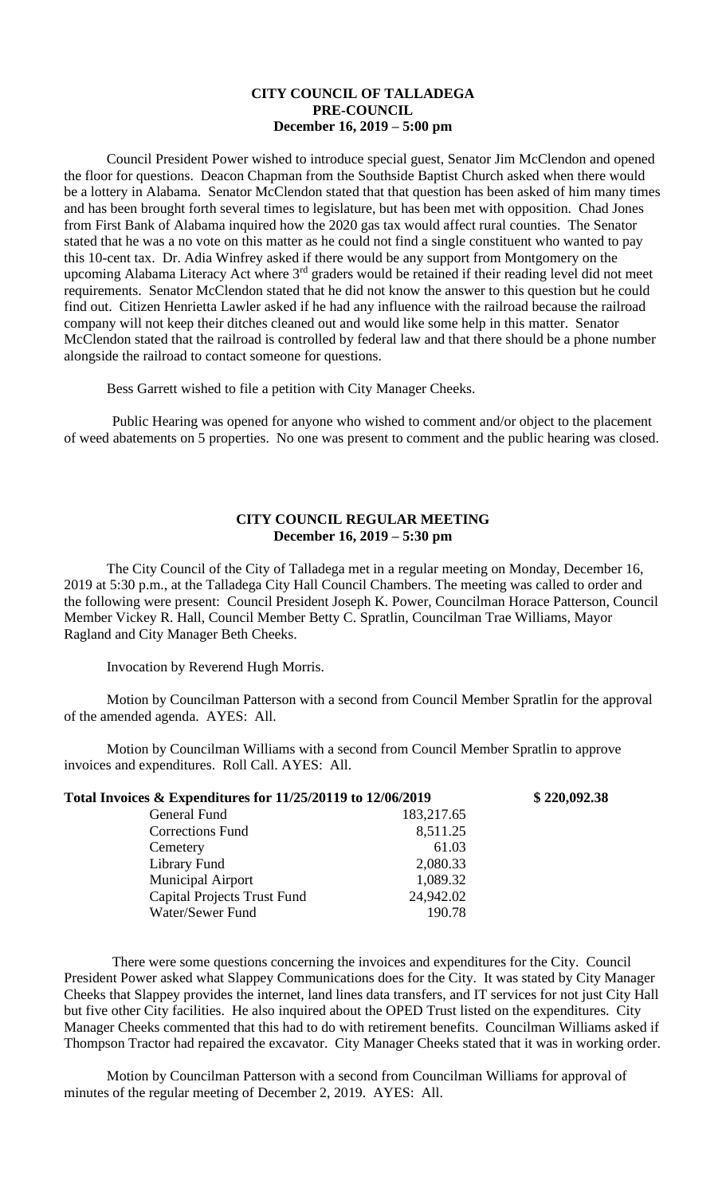**CITY COUNCIL OF TALLADEGA**
**PRE-COUNCIL**
**December 16, 2019 – 5:00 pm**

Council President Power wished to introduce special guest, Senator Jim McClendon and opened the floor for questions. Deacon Chapman from the Southside Baptist Church asked when there would be a lottery in Alabama. Senator McClendon stated that that question has been asked of him many times and has been brought forth several times to legislature, but has been met with opposition. Chad Jones from First Bank of Alabama inquired how the 2020 gas tax would affect rural counties. The Senator stated that he was a no vote on this matter as he could not find a single constituent who wanted to pay this 10-cent tax. Dr. Adia Winfrey asked if there would be any support from Montgomery on the upcoming Alabama Literacy Act where 3rd graders would be retained if their reading level did not meet requirements. Senator McClendon stated that he did not know the answer to this question but he could find out. Citizen Henrietta Lawler asked if he had any influence with the railroad because the railroad company will not keep their ditches cleaned out and would like some help in this matter. Senator McClendon stated that the railroad is controlled by federal law and that there should be a phone number alongside the railroad to contact someone for questions.

Bess Garrett wished to file a petition with City Manager Cheeks.

Public Hearing was opened for anyone who wished to comment and/or object to the placement of weed abatements on 5 properties. No one was present to comment and the public hearing was closed.

**CITY COUNCIL REGULAR MEETING**
**December 16, 2019 – 5:30 pm**

The City Council of the City of Talladega met in a regular meeting on Monday, December 16, 2019 at 5:30 p.m., at the Talladega City Hall Council Chambers. The meeting was called to order and the following were present: Council President Joseph K. Power, Councilman Horace Patterson, Council Member Vickey R. Hall, Council Member Betty C. Spratlin, Councilman Trae Williams, Mayor Ragland and City Manager Beth Cheeks.

Invocation by Reverend Hugh Morris.

Motion by Councilman Patterson with a second from Council Member Spratlin for the approval of the amended agenda. AYES: All.

Motion by Councilman Williams with a second from Council Member Spratlin to approve invoices and expenditures. Roll Call. AYES: All.

| **Total Invoices & Expenditures for 11/25/20119 to 12/06/2019** | | **$ 220,092.38** |
|---|---|---|
| General Fund | 183,217.65 | |
| Corrections Fund | 8,511.25 | |
| Cemetery | 61.03 | |
| Library Fund | 2,080.33 | |
| Municipal Airport | 1,089.32 | |
| Capital Projects Trust Fund | 24,942.02 | |
| Water/Sewer Fund | 190.78 | |

There were some questions concerning the invoices and expenditures for the City. Council President Power asked what Slappey Communications does for the City. It was stated by City Manager Cheeks that Slappey provides the internet, land lines data transfers, and IT services for not just City Hall but five other City facilities. He also inquired about the OPED Trust listed on the expenditures. City Manager Cheeks commented that this had to do with retirement benefits. Councilman Williams asked if Thompson Tractor had repaired the excavator. City Manager Cheeks stated that it was in working order.

Motion by Councilman Patterson with a second from Councilman Williams for approval of minutes of the regular meeting of December 2, 2019. AYES: All.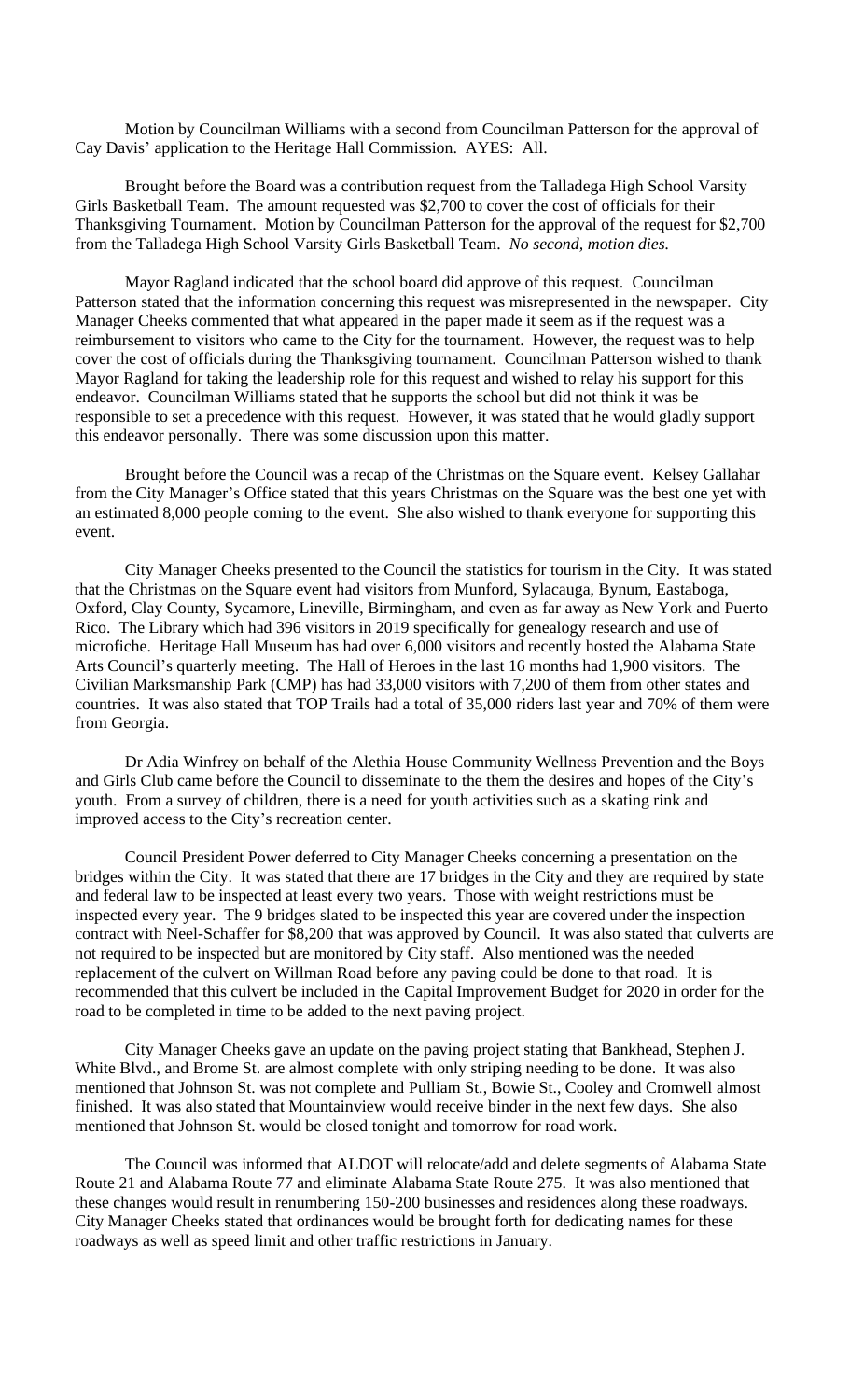Motion by Councilman Williams with a second from Councilman Patterson for the approval of Cay Davis' application to the Heritage Hall Commission. AYES: All.

Brought before the Board was a contribution request from the Talladega High School Varsity Girls Basketball Team. The amount requested was $2,700 to cover the cost of officials for their Thanksgiving Tournament. Motion by Councilman Patterson for the approval of the request for $2,700 from the Talladega High School Varsity Girls Basketball Team. *No second, motion dies.*

Mayor Ragland indicated that the school board did approve of this request. Councilman Patterson stated that the information concerning this request was misrepresented in the newspaper. City Manager Cheeks commented that what appeared in the paper made it seem as if the request was a reimbursement to visitors who came to the City for the tournament. However, the request was to help cover the cost of officials during the Thanksgiving tournament. Councilman Patterson wished to thank Mayor Ragland for taking the leadership role for this request and wished to relay his support for this endeavor. Councilman Williams stated that he supports the school but did not think it was be responsible to set a precedence with this request. However, it was stated that he would gladly support this endeavor personally. There was some discussion upon this matter.

Brought before the Council was a recap of the Christmas on the Square event. Kelsey Gallahar from the City Manager's Office stated that this years Christmas on the Square was the best one yet with an estimated 8,000 people coming to the event. She also wished to thank everyone for supporting this event.

City Manager Cheeks presented to the Council the statistics for tourism in the City. It was stated that the Christmas on the Square event had visitors from Munford, Sylacauga, Bynum, Eastaboga, Oxford, Clay County, Sycamore, Lineville, Birmingham, and even as far away as New York and Puerto Rico. The Library which had 396 visitors in 2019 specifically for genealogy research and use of microfiche. Heritage Hall Museum has had over 6,000 visitors and recently hosted the Alabama State Arts Council's quarterly meeting. The Hall of Heroes in the last 16 months had 1,900 visitors. The Civilian Marksmanship Park (CMP) has had 33,000 visitors with 7,200 of them from other states and countries. It was also stated that TOP Trails had a total of 35,000 riders last year and 70% of them were from Georgia.

Dr Adia Winfrey on behalf of the Alethia House Community Wellness Prevention and the Boys and Girls Club came before the Council to disseminate to the them the desires and hopes of the City's youth. From a survey of children, there is a need for youth activities such as a skating rink and improved access to the City's recreation center.

Council President Power deferred to City Manager Cheeks concerning a presentation on the bridges within the City. It was stated that there are 17 bridges in the City and they are required by state and federal law to be inspected at least every two years. Those with weight restrictions must be inspected every year. The 9 bridges slated to be inspected this year are covered under the inspection contract with Neel-Schaffer for $8,200 that was approved by Council. It was also stated that culverts are not required to be inspected but are monitored by City staff. Also mentioned was the needed replacement of the culvert on Willman Road before any paving could be done to that road. It is recommended that this culvert be included in the Capital Improvement Budget for 2020 in order for the road to be completed in time to be added to the next paving project.

City Manager Cheeks gave an update on the paving project stating that Bankhead, Stephen J. White Blvd., and Brome St. are almost complete with only striping needing to be done. It was also mentioned that Johnson St. was not complete and Pulliam St., Bowie St., Cooley and Cromwell almost finished. It was also stated that Mountainview would receive binder in the next few days. She also mentioned that Johnson St. would be closed tonight and tomorrow for road work.

The Council was informed that ALDOT will relocate/add and delete segments of Alabama State Route 21 and Alabama Route 77 and eliminate Alabama State Route 275. It was also mentioned that these changes would result in renumbering 150-200 businesses and residences along these roadways. City Manager Cheeks stated that ordinances would be brought forth for dedicating names for these roadways as well as speed limit and other traffic restrictions in January.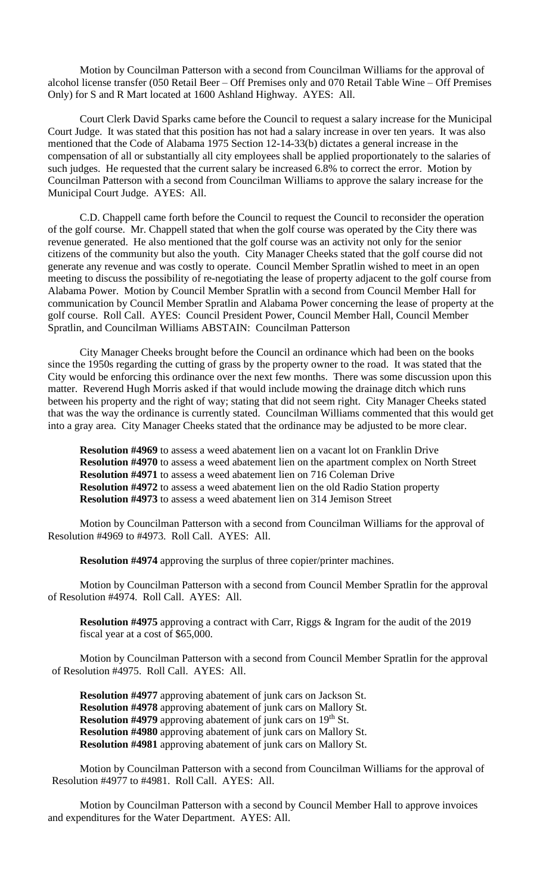Motion by Councilman Patterson with a second from Councilman Williams for the approval of alcohol license transfer (050 Retail Beer – Off Premises only and 070 Retail Table Wine – Off Premises Only) for S and R Mart located at 1600 Ashland Highway. AYES: All.

Court Clerk David Sparks came before the Council to request a salary increase for the Municipal Court Judge. It was stated that this position has not had a salary increase in over ten years. It was also mentioned that the Code of Alabama 1975 Section 12-14-33(b) dictates a general increase in the compensation of all or substantially all city employees shall be applied proportionately to the salaries of such judges. He requested that the current salary be increased 6.8% to correct the error. Motion by Councilman Patterson with a second from Councilman Williams to approve the salary increase for the Municipal Court Judge. AYES: All.

C.D. Chappell came forth before the Council to request the Council to reconsider the operation of the golf course. Mr. Chappell stated that when the golf course was operated by the City there was revenue generated. He also mentioned that the golf course was an activity not only for the senior citizens of the community but also the youth. City Manager Cheeks stated that the golf course did not generate any revenue and was costly to operate. Council Member Spratlin wished to meet in an open meeting to discuss the possibility of re-negotiating the lease of property adjacent to the golf course from Alabama Power. Motion by Council Member Spratlin with a second from Council Member Hall for communication by Council Member Spratlin and Alabama Power concerning the lease of property at the golf course. Roll Call. AYES: Council President Power, Council Member Hall, Council Member Spratlin, and Councilman Williams ABSTAIN: Councilman Patterson

City Manager Cheeks brought before the Council an ordinance which had been on the books since the 1950s regarding the cutting of grass by the property owner to the road. It was stated that the City would be enforcing this ordinance over the next few months. There was some discussion upon this matter. Reverend Hugh Morris asked if that would include mowing the drainage ditch which runs between his property and the right of way; stating that did not seem right. City Manager Cheeks stated that was the way the ordinance is currently stated. Councilman Williams commented that this would get into a gray area. City Manager Cheeks stated that the ordinance may be adjusted to be more clear.

**Resolution #4969** to assess a weed abatement lien on a vacant lot on Franklin Drive
**Resolution #4970** to assess a weed abatement lien on the apartment complex on North Street
**Resolution #4971** to assess a weed abatement lien on 716 Coleman Drive
**Resolution #4972** to assess a weed abatement lien on the old Radio Station property
**Resolution #4973** to assess a weed abatement lien on 314 Jemison Street

Motion by Councilman Patterson with a second from Councilman Williams for the approval of Resolution #4969 to #4973. Roll Call. AYES: All.

**Resolution #4974** approving the surplus of three copier/printer machines.

Motion by Councilman Patterson with a second from Council Member Spratlin for the approval of Resolution #4974. Roll Call. AYES: All.

**Resolution #4975** approving a contract with Carr, Riggs & Ingram for the audit of the 2019 fiscal year at a cost of $65,000.

Motion by Councilman Patterson with a second from Council Member Spratlin for the approval of Resolution #4975. Roll Call. AYES: All.

**Resolution #4977** approving abatement of junk cars on Jackson St.
**Resolution #4978** approving abatement of junk cars on Mallory St.
**Resolution #4979** approving abatement of junk cars on 19th St.
**Resolution #4980** approving abatement of junk cars on Mallory St.
**Resolution #4981** approving abatement of junk cars on Mallory St.

Motion by Councilman Patterson with a second from Councilman Williams for the approval of Resolution #4977 to #4981. Roll Call. AYES: All.

Motion by Councilman Patterson with a second by Council Member Hall to approve invoices and expenditures for the Water Department. AYES: All.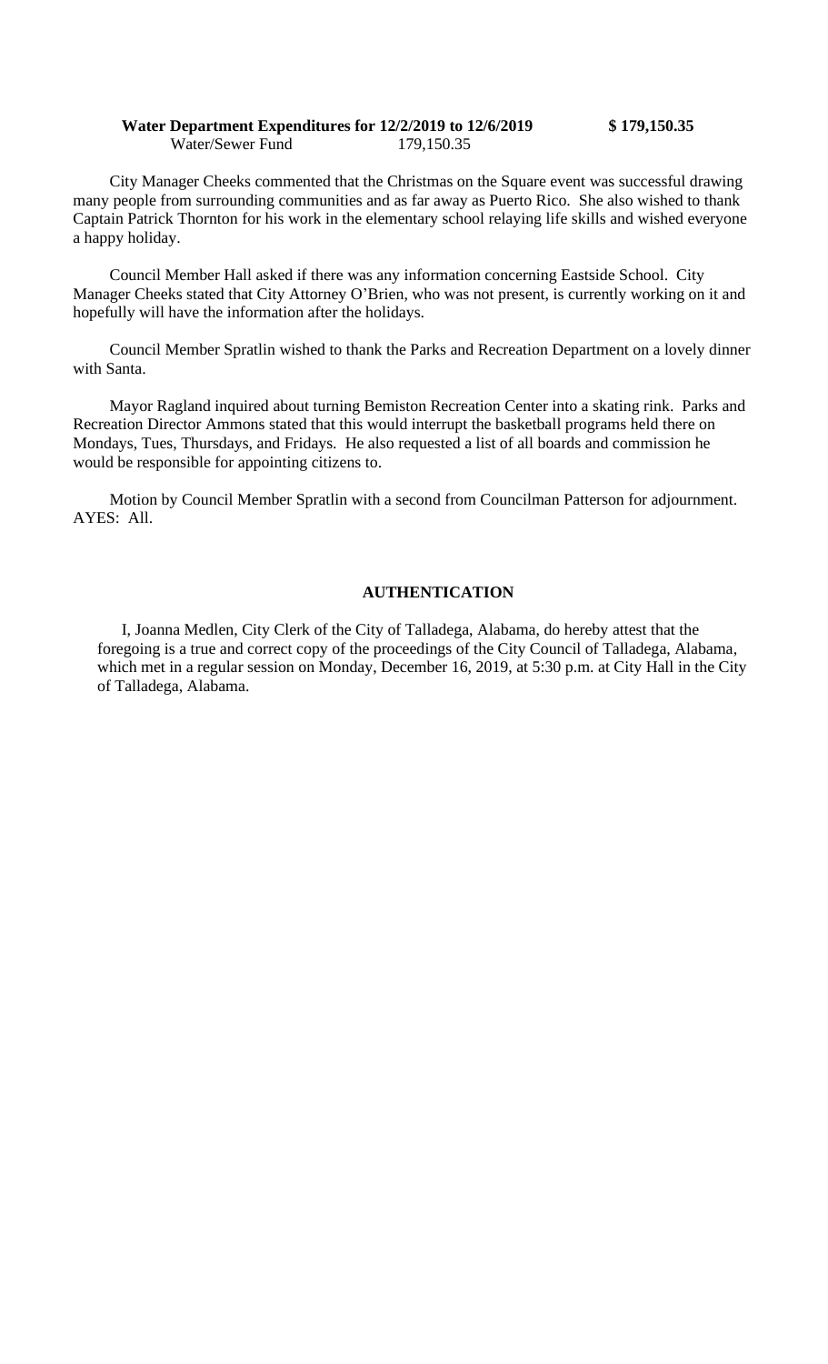**Water Department Expenditures for 12/2/2019 to 12/6/2019 $ 179,150.35**

Water/Sewer Fund 179,150.35

City Manager Cheeks commented that the Christmas on the Square event was successful drawing many people from surrounding communities and as far away as Puerto Rico. She also wished to thank Captain Patrick Thornton for his work in the elementary school relaying life skills and wished everyone a happy holiday.

Council Member Hall asked if there was any information concerning Eastside School. City Manager Cheeks stated that City Attorney O'Brien, who was not present, is currently working on it and hopefully will have the information after the holidays.

Council Member Spratlin wished to thank the Parks and Recreation Department on a lovely dinner with Santa.

Mayor Ragland inquired about turning Bemiston Recreation Center into a skating rink. Parks and Recreation Director Ammons stated that this would interrupt the basketball programs held there on Mondays, Tues, Thursdays, and Fridays. He also requested a list of all boards and commission he would be responsible for appointing citizens to.

Motion by Council Member Spratlin with a second from Councilman Patterson for adjournment. AYES: All.

**AUTHENTICATION**

I, Joanna Medlen, City Clerk of the City of Talladega, Alabama, do hereby attest that the foregoing is a true and correct copy of the proceedings of the City Council of Talladega, Alabama, which met in a regular session on Monday, December 16, 2019, at 5:30 p.m. at City Hall in the City of Talladega, Alabama.